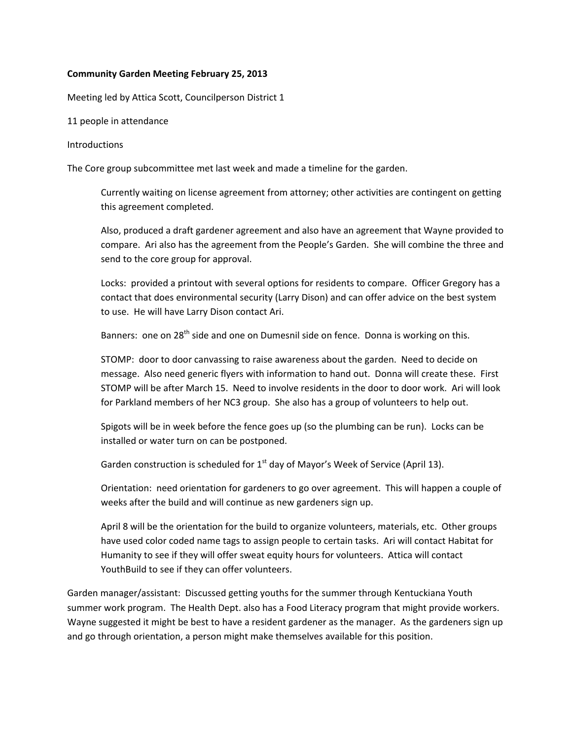**Community Garden Meeting February 25, 2013**

Meeting led by Attica Scott, Councilperson District 1

11 people in attendance

Introductions

The Core group subcommittee met last week and made a timeline for the garden.

> Currently waiting on license agreement from attorney; other activities are contingent on getting this agreement completed.
>
> Also, produced a draft gardener agreement and also have an agreement that Wayne provided to compare. Ari also has the agreement from the People's Garden. She will combine the three and send to the core group for approval.
>
> Locks: provided a printout with several options for residents to compare. Officer Gregory has a contact that does environmental security (Larry Dison) and can offer advice on the best system to use. He will have Larry Dison contact Ari.
>
> Banners: one on 28th side and one on Dumesnil side on fence. Donna is working on this.
>
> STOMP: door to door canvassing to raise awareness about the garden. Need to decide on message. Also need generic flyers with information to hand out. Donna will create these. First STOMP will be after March 15. Need to involve residents in the door to door work. Ari will look for Parkland members of her NC3 group. She also has a group of volunteers to help out.
>
> Spigots will be in week before the fence goes up (so the plumbing can be run). Locks can be installed or water turn on can be postponed.
>
> Garden construction is scheduled for 1st day of Mayor's Week of Service (April 13).
>
> Orientation: need orientation for gardeners to go over agreement. This will happen a couple of weeks after the build and will continue as new gardeners sign up.
>
> April 8 will be the orientation for the build to organize volunteers, materials, etc. Other groups have used color coded name tags to assign people to certain tasks. Ari will contact Habitat for Humanity to see if they will offer sweat equity hours for volunteers. Attica will contact YouthBuild to see if they can offer volunteers.

Garden manager/assistant: Discussed getting youths for the summer through Kentuckiana Youth summer work program. The Health Dept. also has a Food Literacy program that might provide workers. Wayne suggested it might be best to have a resident gardener as the manager. As the gardeners sign up and go through orientation, a person might make themselves available for this position.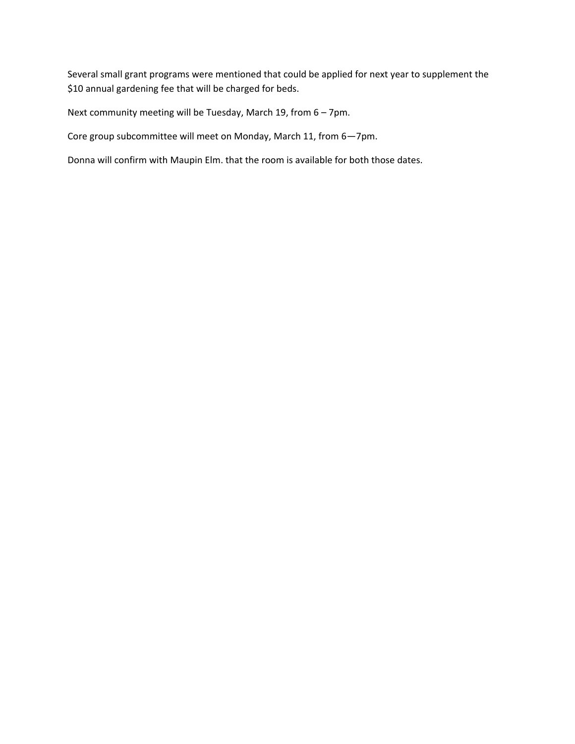Several small grant programs were mentioned that could be applied for next year to supplement the $10 annual gardening fee that will be charged for beds.

Next community meeting will be Tuesday, March 19, from 6 – 7pm.

Core group subcommittee will meet on Monday, March 11, from 6—7pm.

Donna will confirm with Maupin Elm. that the room is available for both those dates.